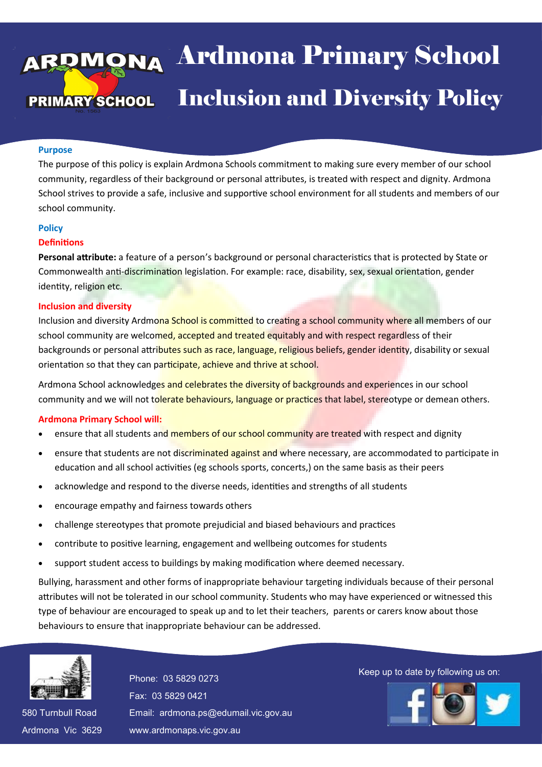# Ardmona Primary School

## Inclusion and Diversity Policy

### Purpose

The purpose of this policy is explain Ardmona Schools commitment to making sure every member of our school community, regardless of their background or personal attributes, is treated with respect and dignity. Ardmona School strives to provide a safe, inclusive and supportive school environment for all students and members of our school community.

### Policy

#### Definitions

**Personal attribute:** a feature of a person's background or personal characteristics that is protected by State or Commonwealth anti-discrimination legislation. For example: race, disability, sex, sexual orientation, gender identity, religion etc.

#### Inclusion and diversity

Inclusion and diversity Ardmona School is committed to creating a school community where all members of our school community are welcomed, accepted and treated equitably and with respect regardless of their backgrounds or personal attributes such as race, language, religious beliefs, gender identity, disability or sexual orientation so that they can participate, achieve and thrive at school.

Ardmona School acknowledges and celebrates the diversity of backgrounds and experiences in our school community and we will not tolerate behaviours, language or practices that label, stereotype or demean others.

#### Ardmona Primary School will:

- ensure that all students and members of our school community are treated with respect and dignity
- ensure that students are not discriminated against and where necessary, are accommodated to participate in education and all school activities (eg schools sports, concerts,) on the same basis as their peers
- acknowledge and respond to the diverse needs, identities and strengths of all students
- encourage empathy and fairness towards others
- challenge stereotypes that promote prejudicial and biased behaviours and practices
- contribute to positive learning, engagement and wellbeing outcomes for students
- support student access to buildings by making modification where deemed necessary.

Bullying, harassment and other forms of inappropriate behaviour targeting individuals because of their personal attributes will not be tolerated in our school community. Students who may have experienced or witnessed this type of behaviour are encouraged to speak up and to let their teachers, parents or carers know about those behaviours to ensure that inappropriate behaviour can be addressed.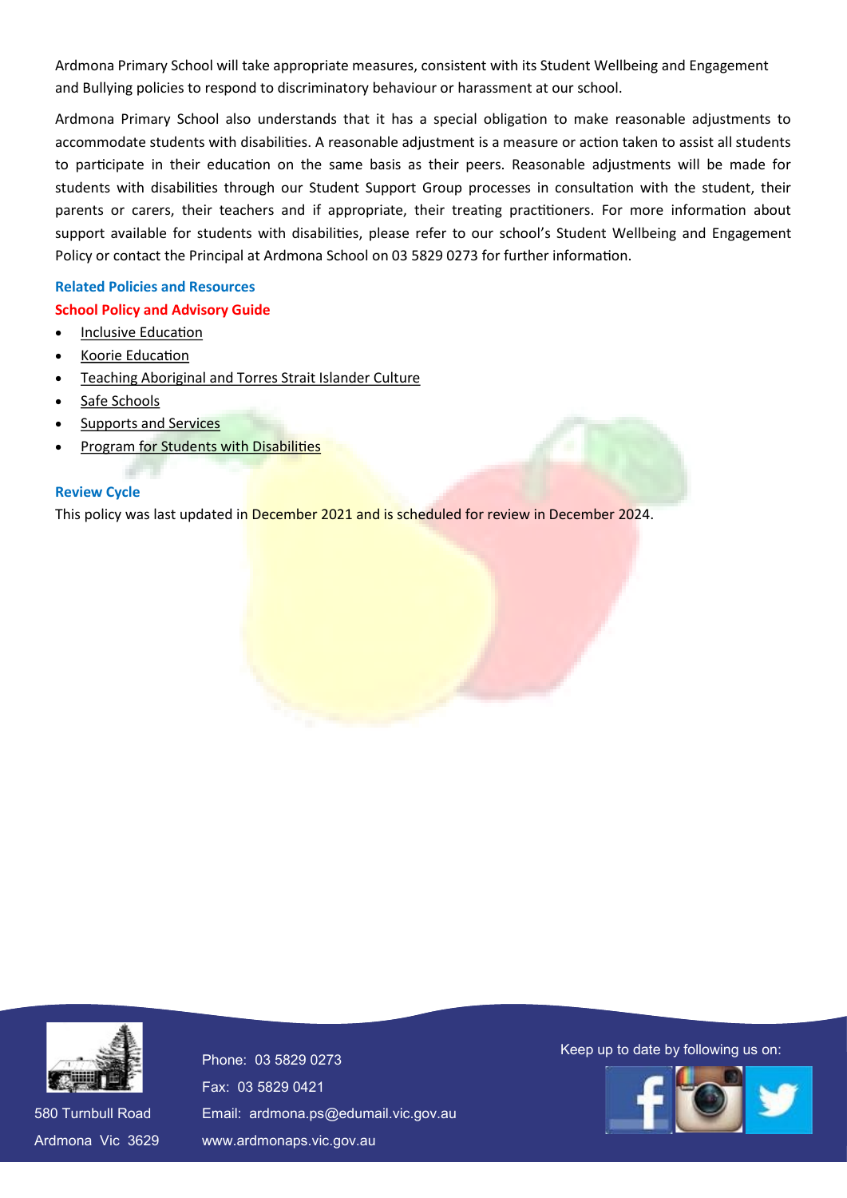Ardmona Primary School will take appropriate measures, consistent with its Student Wellbeing and Engagement and Bullying policies to respond to discriminatory behaviour or harassment at our school.

Ardmona Primary School also understands that it has a special obligation to make reasonable adjustments to accommodate students with disabilities. A reasonable adjustment is a measure or action taken to assist all students to participate in their education on the same basis as their peers. Reasonable adjustments will be made for students with disabilities through our Student Support Group processes in consultation with the student, their parents or carers, their teachers and if appropriate, their treating practitioners. For more information about support available for students with disabilities, please refer to our school's Student Wellbeing and Engagement Policy or contact the Principal at Ardmona School on 03 5829 0273 for further information.

### Related Policies and Resources

**School Policy and Advisory Guide**

- Inclusive Education
- Koorie Education
- Teaching Aboriginal and Torres Strait Islander Culture
- Safe Schools
- Supports and Services
- Program for Students with Disabilities

### Review Cycle

This policy was last updated in December 2021 and is scheduled for review in December 2024.

580 Turnbull Road
Ardmona Vic 3629

Phone: 03 5829 0273
Fax: 03 5829 0421
Email: ardmona.ps@edumail.vic.gov.au
www.ardmonaps.vic.gov.au

Keep up to date by following us on: